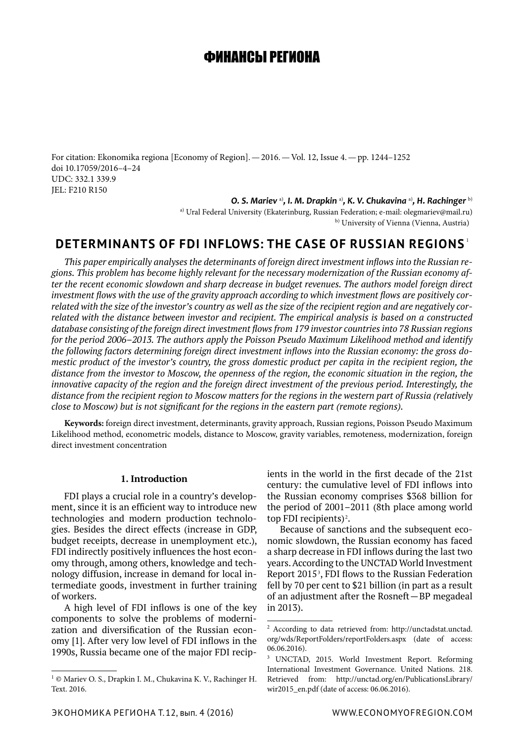# ФИНАНСЫ РЕГИОНА

For citation: Ekonomika regiona [Economy of Region]. — 2016. — Vol. 12, Issue 4. — pp. 1244–1252
doi 10.17059/2016–4–24
UDC: 332.1 339.9
JEL: F210 R150

***O. S. Mariev*** [a]**,** ***I. M. Drapkin*** [a]**,** ***K. V. Chukavina*** [a]**,** ***H. Rachinger*** [b]

[a] Ural Federal University (Ekaterinburg, Russian Federation; e-mail: olegmariev@mail.ru)

[b] University of Vienna (Vienna, Austria)

## DETERMINANTS OF FDI INFLOWS: THE CASE OF RUSSIAN REGIONS [1]

*This paper empirically analyses the determinants of foreign direct investment inflows into the Russian regions. This problem has become highly relevant for the necessary modernization of the Russian economy after the recent economic slowdown and sharp decrease in budget revenues. The authors model foreign direct investment flows with the use of the gravity approach according to which investment flows are positively correlated with the size of the investor's country as well as the size of the recipient region and are negatively correlated with the distance between investor and recipient. The empirical analysis is based on a constructed database consisting of the foreign direct investment flows from 179 investor countries into 78 Russian regions for the period 2006–2013. The authors apply the Poisson Pseudo Maximum Likelihood method and identify the following factors determining foreign direct investment inflows into the Russian economy: the gross domestic product of the investor's country, the gross domestic product per capita in the recipient region, the distance from the investor to Moscow, the openness of the region, the economic situation in the region, the innovative capacity of the region and the foreign direct investment of the previous period. Interestingly, the distance from the recipient region to Moscow matters for the regions in the western part of Russia (relatively close to Moscow) but is not significant for the regions in the eastern part (remote regions).*

**Keywords:** foreign direct investment, determinants, gravity approach, Russian regions, Poisson Pseudo Maximum Likelihood method, econometric models, distance to Moscow, gravity variables, remoteness, modernization, foreign direct investment concentration

### 1. Introduction

FDI plays a crucial role in a country's development, since it is an efficient way to introduce new technologies and modern production technologies. Besides the direct effects (increase in GDP, budget receipts, decrease in unemployment etc.), FDI indirectly positively influences the host economy through, among others, knowledge and technology diffusion, increase in demand for local intermediate goods, investment in further training of workers.

A high level of FDI inflows is one of the key components to solve the problems of modernization and diversification of the Russian economy [1]. After very low level of FDI inflows in the 1990s, Russia became one of the major FDI recipients in the world in the first decade of the 21st century: the cumulative level of FDI inflows into the Russian economy comprises $368 billion for the period of 2001–2011 (8th place among world top FDI recipients) [2].

Because of sanctions and the subsequent economic slowdown, the Russian economy has faced a sharp decrease in FDI inflows during the last two years. According to the UNCTAD World Investment Report 2015 [3], FDI flows to the Russian Federation fell by 70 per cent to $21 billion (in part as a result of an adjustment after the Rosneft — BP megadeal in 2013).

---

[1] © Mariev O. S., Drapkin I. M., Chukavina K. V., Rachinger H. Text. 2016.

[2] According to data retrieved from: http://unctadstat.unctad.org/wds/ReportFolders/reportFolders.aspx (date of access: 06.06.2016).

[3] UNCTAD, 2015. World Investment Report. Reforming International Investment Governance. United Nations. 218. Retrieved from: http://unctad.org/en/PublicationsLibrary/wir2015_en.pdf (date of access: 06.06.2016).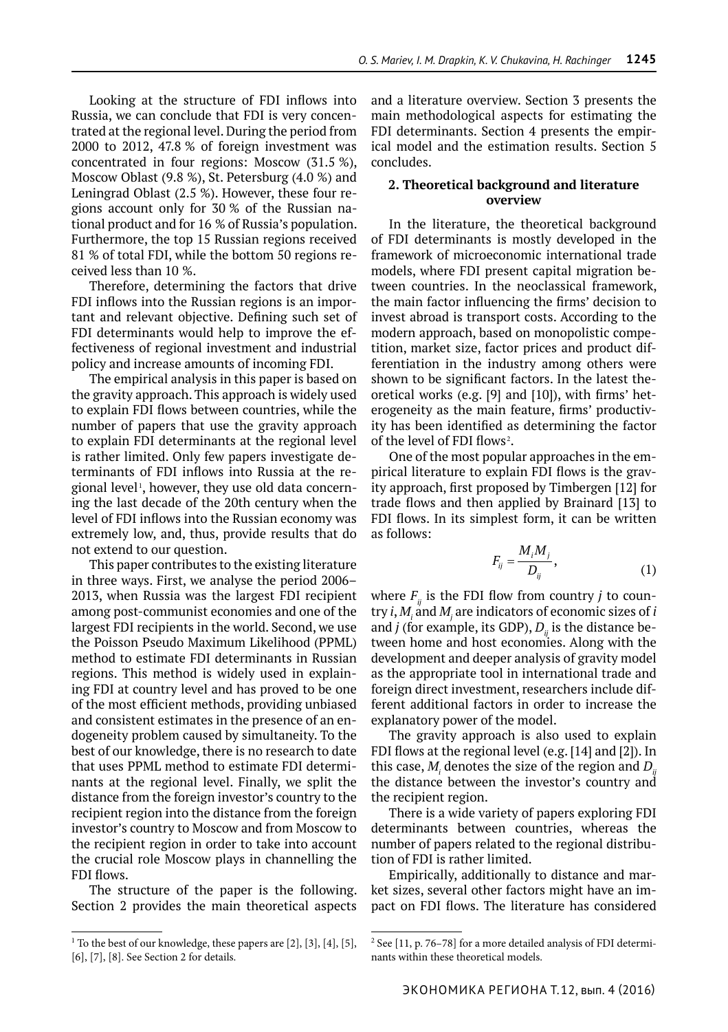Looking at the structure of FDI inflows into Russia, we can conclude that FDI is very concentrated at the regional level. During the period from 2000 to 2012, 47.8 % of foreign investment was concentrated in four regions: Moscow (31.5 %), Moscow Oblast (9.8 %), St. Petersburg (4.0 %) and Leningrad Oblast (2.5 %). However, these four regions account only for 30 % of the Russian national product and for 16 % of Russia's population. Furthermore, the top 15 Russian regions received 81 % of total FDI, while the bottom 50 regions received less than 10 %.

Therefore, determining the factors that drive FDI inflows into the Russian regions is an important and relevant objective. Defining such set of FDI determinants would help to improve the effectiveness of regional investment and industrial policy and increase amounts of incoming FDI.

The empirical analysis in this paper is based on the gravity approach. This approach is widely used to explain FDI flows between countries, while the number of papers that use the gravity approach to explain FDI determinants at the regional level is rather limited. Only few papers investigate determinants of FDI inflows into Russia at the regional level[1], however, they use old data concerning the last decade of the 20th century when the level of FDI inflows into the Russian economy was extremely low, and, thus, provide results that do not extend to our question.

This paper contributes to the existing literature in three ways. First, we analyse the period 2006–2013, when Russia was the largest FDI recipient among post-communist economies and one of the largest FDI recipients in the world. Second, we use the Poisson Pseudo Maximum Likelihood (PPML) method to estimate FDI determinants in Russian regions. This method is widely used in explaining FDI at country level and has proved to be one of the most efficient methods, providing unbiased and consistent estimates in the presence of an endogeneity problem caused by simultaneity. To the best of our knowledge, there is no research to date that uses PPML method to estimate FDI determinants at the regional level. Finally, we split the distance from the foreign investor's country to the recipient region into the distance from the foreign investor's country to Moscow and from Moscow to the recipient region in order to take into account the crucial role Moscow plays in channelling the FDI flows.

The structure of the paper is the following. Section 2 provides the main theoretical aspects and a literature overview. Section 3 presents the main methodological aspects for estimating the FDI determinants. Section 4 presents the empirical model and the estimation results. Section 5 concludes.

## 2. Theoretical background and literature overview

In the literature, the theoretical background of FDI determinants is mostly developed in the framework of microeconomic international trade models, where FDI present capital migration between countries. In the neoclassical framework, the main factor influencing the firms' decision to invest abroad is transport costs. According to the modern approach, based on monopolistic competition, market size, factor prices and product differentiation in the industry among others were shown to be significant factors. In the latest theoretical works (e.g. [9] and [10]), with firms' heterogeneity as the main feature, firms' productivity has been identified as determining the factor of the level of FDI flows[2].

One of the most popular approaches in the empirical literature to explain FDI flows is the gravity approach, first proposed by Timbergen [12] for trade flows and then applied by Brainard [13] to FDI flows. In its simplest form, it can be written as follows:

$$F_{ij} = \frac{M_i M_j}{D_{ij}}, \tag{1}$$

where $F_{ij}$ is the FDI flow from country $j$ to country $i$, $M_i$ and $M_j$ are indicators of economic sizes of $i$ and $j$ (for example, its GDP), $D_{ij}$ is the distance between home and host economies. Along with the development and deeper analysis of gravity model as the appropriate tool in international trade and foreign direct investment, researchers include different additional factors in order to increase the explanatory power of the model.

The gravity approach is also used to explain FDI flows at the regional level (e.g. [14] and [2]). In this case, $M_i$ denotes the size of the region and $D_{ij}$ the distance between the investor's country and the recipient region.

There is a wide variety of papers exploring FDI determinants between countries, whereas the number of papers related to the regional distribution of FDI is rather limited.

Empirically, additionally to distance and market sizes, several other factors might have an impact on FDI flows. The literature has considered

---

[1] To the best of our knowledge, these papers are [2], [3], [4], [5], [6], [7], [8]. See Section 2 for details.

[2] See [11, p. 76–78] for a more detailed analysis of FDI determinants within these theoretical models.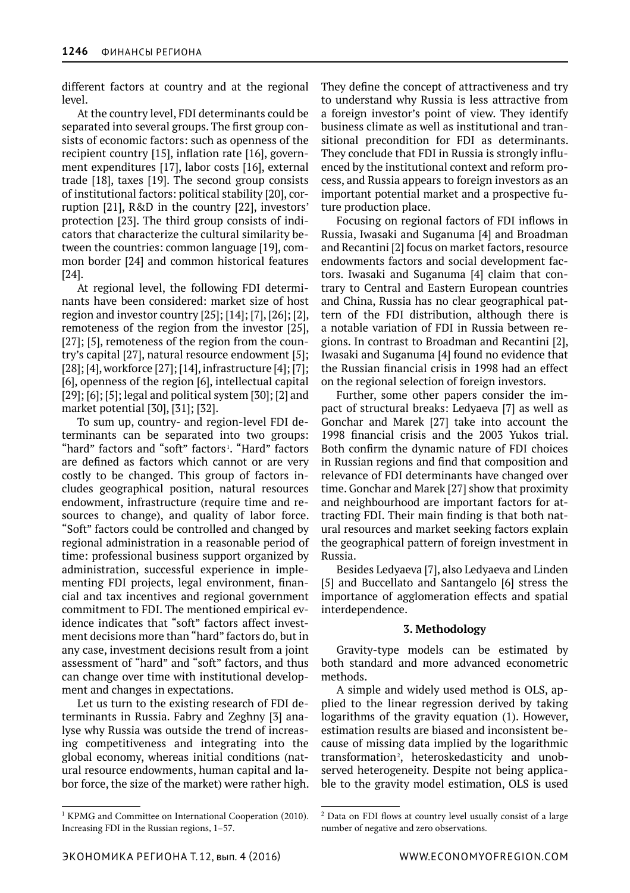different factors at country and at the regional level.

At the country level, FDI determinants could be separated into several groups. The first group consists of economic factors: such as openness of the recipient country [15], inflation rate [16], government expenditures [17], labor costs [16], external trade [18], taxes [19]. The second group consists of institutional factors: political stability [20], corruption [21], R&D in the country [22], investors' protection [23]. The third group consists of indicators that characterize the cultural similarity between the countries: common language [19], common border [24] and common historical features [24].

At regional level, the following FDI determinants have been considered: market size of host region and investor country [25]; [14]; [7], [26]; [2], remoteness of the region from the investor [25], [27]; [5], remoteness of the region from the country's capital [27], natural resource endowment [5]; [28]; [4], workforce [27]; [14], infrastructure [4]; [7]; [6], openness of the region [6], intellectual capital [29]; [6]; [5]; legal and political system [30]; [2] and market potential [30], [31]; [32].

To sum up, country- and region-level FDI determinants can be separated into two groups: "hard" factors and "soft" factors[1]. "Hard" factors are defined as factors which cannot or are very costly to be changed. This group of factors includes geographical position, natural resources endowment, infrastructure (require time and resources to change), and quality of labor force. "Soft" factors could be controlled and changed by regional administration in a reasonable period of time: professional business support organized by administration, successful experience in implementing FDI projects, legal environment, financial and tax incentives and regional government commitment to FDI. The mentioned empirical evidence indicates that "soft" factors affect investment decisions more than "hard" factors do, but in any case, investment decisions result from a joint assessment of "hard" and "soft" factors, and thus can change over time with institutional development and changes in expectations.

Let us turn to the existing research of FDI determinants in Russia. Fabry and Zeghny [3] analyse why Russia was outside the trend of increasing competitiveness and integrating into the global economy, whereas initial conditions (natural resource endowments, human capital and labor force, the size of the market) were rather high. They define the concept of attractiveness and try to understand why Russia is less attractive from a foreign investor's point of view. They identify business climate as well as institutional and transitional precondition for FDI as determinants. They conclude that FDI in Russia is strongly influenced by the institutional context and reform process, and Russia appears to foreign investors as an important potential market and a prospective future production place.

Focusing on regional factors of FDI inflows in Russia, Iwasaki and Suganuma [4] and Broadman and Recantini [2] focus on market factors, resource endowments factors and social development factors. Iwasaki and Suganuma [4] claim that contrary to Central and Eastern European countries and China, Russia has no clear geographical pattern of the FDI distribution, although there is a notable variation of FDI in Russia between regions. In contrast to Broadman and Recantini [2], Iwasaki and Suganuma [4] found no evidence that the Russian financial crisis in 1998 had an effect on the regional selection of foreign investors.

Further, some other papers consider the impact of structural breaks: Ledyaeva [7] as well as Gonchar and Marek [27] take into account the 1998 financial crisis and the 2003 Yukos trial. Both confirm the dynamic nature of FDI choices in Russian regions and find that composition and relevance of FDI determinants have changed over time. Gonchar and Marek [27] show that proximity and neighbourhood are important factors for attracting FDI. Their main finding is that both natural resources and market seeking factors explain the geographical pattern of foreign investment in Russia.

Besides Ledyaeva [7], also Ledyaeva and Linden [5] and Buccellato and Santangelo [6] stress the importance of agglomeration effects and spatial interdependence.

## 3. Methodology

Gravity-type models can be estimated by both standard and more advanced econometric methods.

A simple and widely used method is OLS, applied to the linear regression derived by taking logarithms of the gravity equation (1). However, estimation results are biased and inconsistent because of missing data implied by the logarithmic transformation[2], heteroskedasticity and unobserved heterogeneity. Despite not being applicable to the gravity model estimation, OLS is used

[1] KPMG and Committee on International Cooperation (2010). Increasing FDI in the Russian regions, 1–57.

[2] Data on FDI flows at country level usually consist of a large number of negative and zero observations.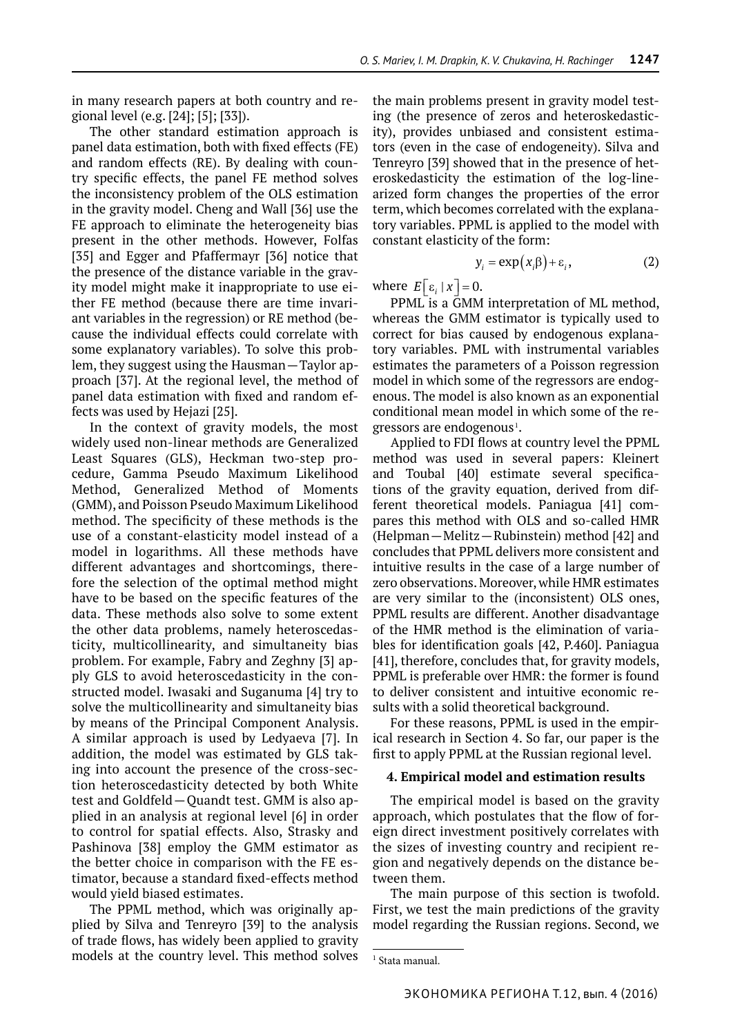in many research papers at both country and regional level (e.g. [24]; [5]; [33]).

The other standard estimation approach is panel data estimation, both with fixed effects (FE) and random effects (RE). By dealing with country specific effects, the panel FE method solves the inconsistency problem of the OLS estimation in the gravity model. Cheng and Wall [36] use the FE approach to eliminate the heterogeneity bias present in the other methods. However, Folfas [35] and Egger and Pfaffermayr [36] notice that the presence of the distance variable in the gravity model might make it inappropriate to use either FE method (because there are time invariant variables in the regression) or RE method (because the individual effects could correlate with some explanatory variables). To solve this problem, they suggest using the Hausman—Taylor approach [37]. At the regional level, the method of panel data estimation with fixed and random effects was used by Hejazi [25].

In the context of gravity models, the most widely used non-linear methods are Generalized Least Squares (GLS), Heckman two-step procedure, Gamma Pseudo Maximum Likelihood Method, Generalized Method of Moments (GMM), and Poisson Pseudo Maximum Likelihood method. The specificity of these methods is the use of a constant-elasticity model instead of a model in logarithms. All these methods have different advantages and shortcomings, therefore the selection of the optimal method might have to be based on the specific features of the data. These methods also solve to some extent the other data problems, namely heteroscedasticity, multicollinearity, and simultaneity bias problem. For example, Fabry and Zeghny [3] apply GLS to avoid heteroscedasticity in the constructed model. Iwasaki and Suganuma [4] try to solve the multicollinearity and simultaneity bias by means of the Principal Component Analysis. A similar approach is used by Ledyaeva [7]. In addition, the model was estimated by GLS taking into account the presence of the cross-section heteroscedasticity detected by both White test and Goldfeld—Quandt test. GMM is also applied in an analysis at regional level [6] in order to control for spatial effects. Also, Strasky and Pashinova [38] employ the GMM estimator as the better choice in comparison with the FE estimator, because a standard fixed-effects method would yield biased estimates.

The PPML method, which was originally applied by Silva and Tenreyro [39] to the analysis of trade flows, has widely been applied to gravity models at the country level. This method solves the main problems present in gravity model testing (the presence of zeros and heteroskedasticity), provides unbiased and consistent estimators (even in the case of endogeneity). Silva and Tenreyro [39] showed that in the presence of heteroskedasticity the estimation of the log-linearized form changes the properties of the error term, which becomes correlated with the explanatory variables. PPML is applied to the model with constant elasticity of the form:

$$y_i = \exp(x_i\beta) + \varepsilon_i, \tag{2}$$

where $E[\varepsilon_i \mid x] = 0$.

PPML is a GMM interpretation of ML method, whereas the GMM estimator is typically used to correct for bias caused by endogenous explanatory variables. PML with instrumental variables estimates the parameters of a Poisson regression model in which some of the regressors are endogenous. The model is also known as an exponential conditional mean model in which some of the regressors are endogenous[1].

Applied to FDI flows at country level the PPML method was used in several papers: Kleinert and Toubal [40] estimate several specifications of the gravity equation, derived from different theoretical models. Paniagua [41] compares this method with OLS and so-called HMR (Helpman—Melitz—Rubinstein) method [42] and concludes that PPML delivers more consistent and intuitive results in the case of a large number of zero observations. Moreover, while HMR estimates are very similar to the (inconsistent) OLS ones, PPML results are different. Another disadvantage of the HMR method is the elimination of variables for identification goals [42, P.460]. Paniagua [41], therefore, concludes that, for gravity models, PPML is preferable over HMR: the former is found to deliver consistent and intuitive economic results with a solid theoretical background.

For these reasons, PPML is used in the empirical research in Section 4. So far, our paper is the first to apply PPML at the Russian regional level.

**4. Empirical model and estimation results**

The empirical model is based on the gravity approach, which postulates that the flow of foreign direct investment positively correlates with the sizes of investing country and recipient region and negatively depends on the distance between them.

The main purpose of this section is twofold. First, we test the main predictions of the gravity model regarding the Russian regions. Second, we

[1] Stata manual.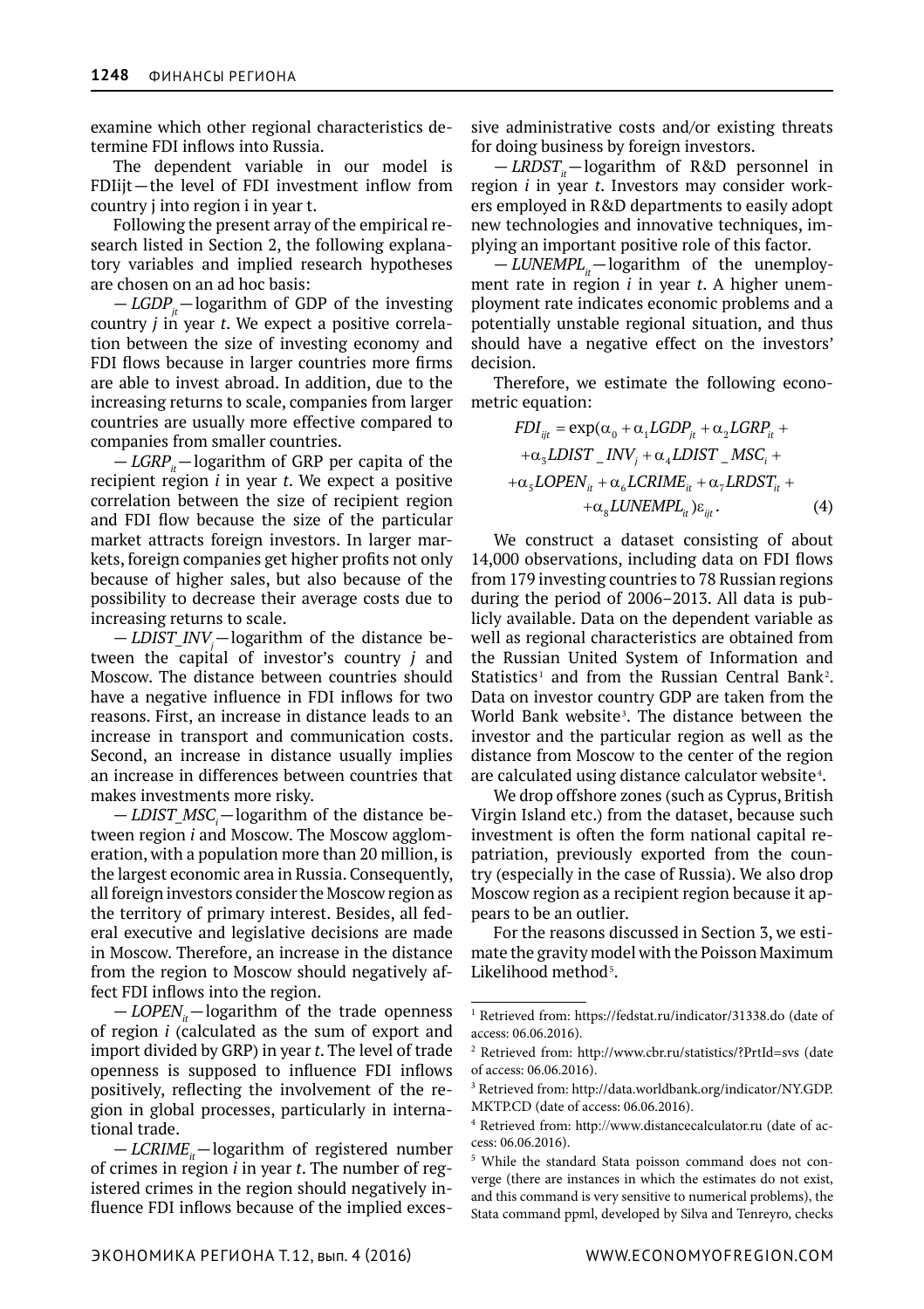examine which other regional characteristics determine FDI inflows into Russia.

The dependent variable in our model is FDIijt — the level of FDI investment inflow from country j into region i in year t.

Following the present array of the empirical research listed in Section 2, the following explanatory variables and implied research hypotheses are chosen on an ad hoc basis:

— $LGDP_{jt}$ — logarithm of GDP of the investing country *j* in year *t*. We expect a positive correlation between the size of investing economy and FDI flows because in larger countries more firms are able to invest abroad. In addition, due to the increasing returns to scale, companies from larger countries are usually more effective compared to companies from smaller countries.

— $LGRP_{it}$ — logarithm of GRP per capita of the recipient region *i* in year *t*. We expect a positive correlation between the size of recipient region and FDI flow because the size of the particular market attracts foreign investors. In larger markets, foreign companies get higher profits not only because of higher sales, but also because of the possibility to decrease their average costs due to increasing returns to scale.

— $LDIST\_INV_j$ — logarithm of the distance between the capital of investor's country *j* and Moscow. The distance between countries should have a negative influence in FDI inflows for two reasons. First, an increase in distance leads to an increase in transport and communication costs. Second, an increase in distance usually implies an increase in differences between countries that makes investments more risky.

— $LDIST\_MSC_i$ — logarithm of the distance between region *i* and Moscow. The Moscow agglomeration, with a population more than 20 million, is the largest economic area in Russia. Consequently, all foreign investors consider the Moscow region as the territory of primary interest. Besides, all federal executive and legislative decisions are made in Moscow. Therefore, an increase in the distance from the region to Moscow should negatively affect FDI inflows into the region.

— $LOPEN_{it}$ — logarithm of the trade openness of region *i* (calculated as the sum of export and import divided by GRP) in year *t*. The level of trade openness is supposed to influence FDI inflows positively, reflecting the involvement of the region in global processes, particularly in international trade.

— $LCRIME_{it}$ — logarithm of registered number of crimes in region *i* in year *t*. The number of registered crimes in the region should negatively influence FDI inflows because of the implied excessive administrative costs and/or existing threats for doing business by foreign investors.

— $LRDST_{it}$ — logarithm of R&D personnel in region *i* in year *t*. Investors may consider workers employed in R&D departments to easily adopt new technologies and innovative techniques, implying an important positive role of this factor.

— $LUNEMPL_{it}$ — logarithm of the unemployment rate in region *i* in year *t*. A higher unemployment rate indicates economic problems and a potentially unstable regional situation, and thus should have a negative effect on the investors' decision.

Therefore, we estimate the following econometric equation:

$$
\begin{aligned}
FDI_{ijt} = \exp(&\alpha_0 + \alpha_1 LGDP_{jt} + \alpha_2 LGRP_{it} + \\
&+\alpha_3 LDIST\_INV_j + \alpha_4 LDIST\_MSC_i + \\
&+\alpha_5 LOPEN_{it} + \alpha_6 LCRIME_{it} + \alpha_7 LRDST_{it} + \\
&+\alpha_8 LUNEMPL_{it})\varepsilon_{ijt}. \qquad (4)
\end{aligned}
$$

We construct a dataset consisting of about 14,000 observations, including data on FDI flows from 179 investing countries to 78 Russian regions during the period of 2006–2013. All data is publicly available. Data on the dependent variable as well as regional characteristics are obtained from the Russian United System of Information and Statistics[1] and from the Russian Central Bank[2]. Data on investor country GDP are taken from the World Bank website[3]. The distance between the investor and the particular region as well as the distance from Moscow to the center of the region are calculated using distance calculator website[4].

We drop offshore zones (such as Cyprus, British Virgin Island etc.) from the dataset, because such investment is often the form national capital repatriation, previously exported from the country (especially in the case of Russia). We also drop Moscow region as a recipient region because it appears to be an outlier.

For the reasons discussed in Section 3, we estimate the gravity model with the Poisson Maximum Likelihood method[5].

---

[1] Retrieved from: https://fedstat.ru/indicator/31338.do (date of access: 06.06.2016).

[2] Retrieved from: http://www.cbr.ru/statistics/?PrtId=svs (date of access: 06.06.2016).

[3] Retrieved from: http://data.worldbank.org/indicator/NY.GDP.MKTP.CD (date of access: 06.06.2016).

[4] Retrieved from: http://www.distancecalculator.ru (date of access: 06.06.2016).

[5] While the standard Stata poisson command does not converge (there are instances in which the estimates do not exist, and this command is very sensitive to numerical problems), the Stata command ppml, developed by Silva and Tenreyro, checks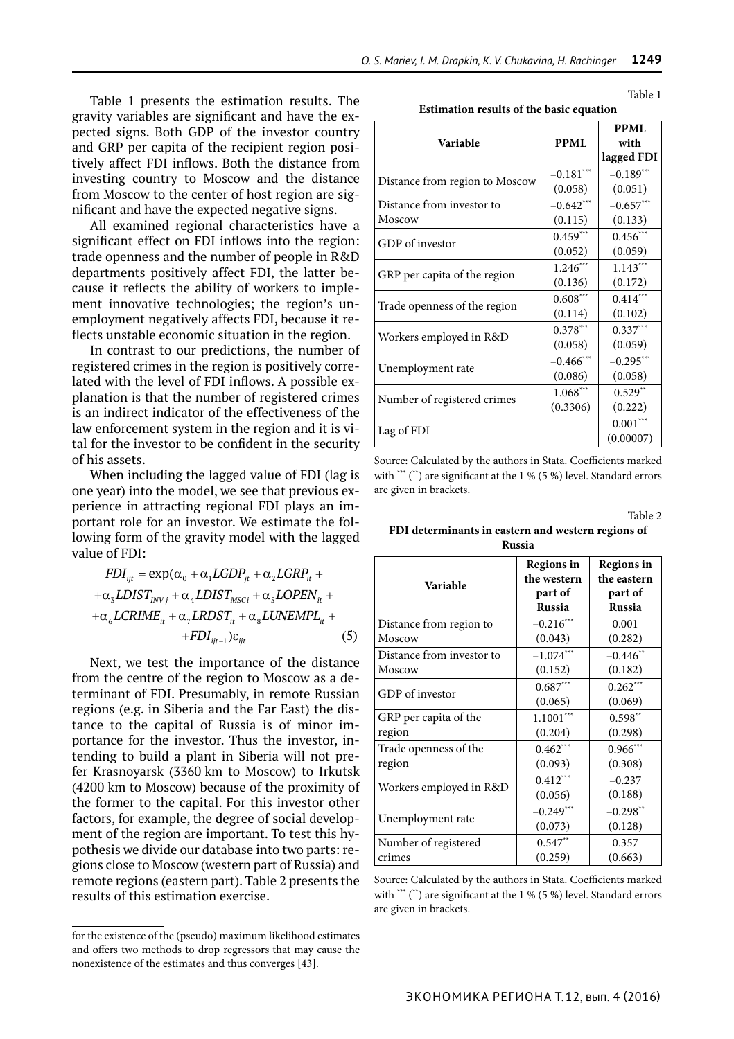Table 1 presents the estimation results. The gravity variables are significant and have the expected signs. Both GDP of the investor country and GRP per capita of the recipient region positively affect FDI inflows. Both the distance from investing country to Moscow and the distance from Moscow to the center of host region are significant and have the expected negative signs.

All examined regional characteristics have a significant effect on FDI inflows into the region: trade openness and the number of people in R&D departments positively affect FDI, the latter because it reflects the ability of workers to implement innovative technologies; the region's unemployment negatively affects FDI, because it reflects unstable economic situation in the region.

In contrast to our predictions, the number of registered crimes in the region is positively correlated with the level of FDI inflows. A possible explanation is that the number of registered crimes is an indirect indicator of the effectiveness of the law enforcement system in the region and it is vital for the investor to be confident in the security of his assets.

When including the lagged value of FDI (lag is one year) into the model, we see that previous experience in attracting regional FDI plays an important role for an investor. We estimate the following form of the gravity model with the lagged value of FDI:

$$FDI_{ijt} = \exp(\alpha_0 + \alpha_1 LGDP_{jt} + \alpha_2 LGRP_{it} + \alpha_3 LDIST_{INVj} + \alpha_4 LDIST_{MSCi} + \alpha_5 LOPEN_{it} + \alpha_6 LCRIME_{it} + \alpha_7 LRDST_{it} + \alpha_8 LUNEMPL_{it} + FDI_{ijt-1})\varepsilon_{ijt} \quad (5)$$

Next, we test the importance of the distance from the centre of the region to Moscow as a determinant of FDI. Presumably, in remote Russian regions (e.g. in Siberia and the Far East) the distance to the capital of Russia is of minor importance for the investor. Thus the investor, intending to build a plant in Siberia will not prefer Krasnoyarsk (3360 km to Moscow) to Irkutsk (4200 km to Moscow) because of the proximity of the former to the capital. For this investor other factors, for example, the degree of social development of the region are important. To test this hypothesis we divide our database into two parts: regions close to Moscow (western part of Russia) and remote regions (eastern part). Table 2 presents the results of this estimation exercise.

Table 1

**Estimation results of the basic equation**

| Variable | PPML | PPML with lagged FDI |
|---|---|---|
| Distance from region to Moscow | $-0.181^{***}$ (0.058) | $-0.189^{***}$ (0.051) |
| Distance from investor to Moscow | $-0.642^{***}$ (0.115) | $-0.657^{***}$ (0.133) |
| GDP of investor | $0.459^{***}$ (0.052) | $0.456^{***}$ (0.059) |
| GRP per capita of the region | $1.246^{***}$ (0.136) | $1.143^{***}$ (0.172) |
| Trade openness of the region | $0.608^{***}$ (0.114) | $0.414^{***}$ (0.102) |
| Workers employed in R&D | $0.378^{***}$ (0.058) | $0.337^{***}$ (0.059) |
| Unemployment rate | $-0.466^{***}$ (0.086) | $-0.295^{***}$ (0.058) |
| Number of registered crimes | $1.068^{***}$ (0.3306) | $0.529^{**}$ (0.222) |
| Lag of FDI | | $0.001^{***}$ (0.00007) |

Source: Calculated by the authors in Stata. Coefficients marked with *** (**) are significant at the 1 % (5 %) level. Standard errors are given in brackets.

Table 2

**FDI determinants in eastern and western regions of Russia**

| Variable | Regions in the western part of Russia | Regions in the eastern part of Russia |
|---|---|---|
| Distance from region to Moscow | $-0.216^{***}$ (0.043) | 0.001 (0.282) |
| Distance from investor to Moscow | $-1.074^{***}$ (0.152) | $-0.446^{**}$ (0.182) |
| GDP of investor | $0.687^{***}$ (0.065) | $0.262^{***}$ (0.069) |
| GRP per capita of the region | $1.1001^{***}$ (0.204) | $0.598^{**}$ (0.298) |
| Trade openness of the region | $0.462^{***}$ (0.093) | $0.966^{***}$ (0.308) |
| Workers employed in R&D | $0.412^{***}$ (0.056) | $-0.237$ (0.188) |
| Unemployment rate | $-0.249^{***}$ (0.073) | $-0.298^{**}$ (0.128) |
| Number of registered crimes | $0.547^{**}$ (0.259) | 0.357 (0.663) |

Source: Calculated by the authors in Stata. Coefficients marked with *** (**) are significant at the 1 % (5 %) level. Standard errors are given in brackets.

for the existence of the (pseudo) maximum likelihood estimates and offers two methods to drop regressors that may cause the nonexistence of the estimates and thus converges [43].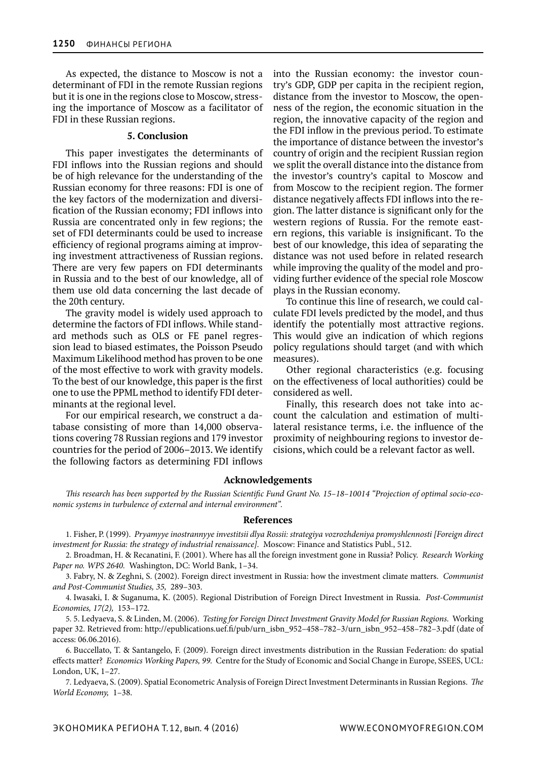As expected, the distance to Moscow is not a determinant of FDI in the remote Russian regions but it is one in the regions close to Moscow, stressing the importance of Moscow as a facilitator of FDI in these Russian regions.

### 5. Conclusion

This paper investigates the determinants of FDI inflows into the Russian regions and should be of high relevance for the understanding of the Russian economy for three reasons: FDI is one of the key factors of the modernization and diversification of the Russian economy; FDI inflows into Russia are concentrated only in few regions; the set of FDI determinants could be used to increase efficiency of regional programs aiming at improving investment attractiveness of Russian regions. There are very few papers on FDI determinants in Russia and to the best of our knowledge, all of them use old data concerning the last decade of the 20th century.

The gravity model is widely used approach to determine the factors of FDI inflows. While standard methods such as OLS or FE panel regression lead to biased estimates, the Poisson Pseudo Maximum Likelihood method has proven to be one of the most effective to work with gravity models. To the best of our knowledge, this paper is the first one to use the PPML method to identify FDI determinants at the regional level.

For our empirical research, we construct a database consisting of more than 14,000 observations covering 78 Russian regions and 179 investor countries for the period of 2006–2013. We identify the following factors as determining FDI inflows into the Russian economy: the investor country's GDP, GDP per capita in the recipient region, distance from the investor to Moscow, the openness of the region, the economic situation in the region, the innovative capacity of the region and the FDI inflow in the previous period. To estimate the importance of distance between the investor's country of origin and the recipient Russian region we split the overall distance into the distance from the investor's country's capital to Moscow and from Moscow to the recipient region. The former distance negatively affects FDI inflows into the region. The latter distance is significant only for the western regions of Russia. For the remote eastern regions, this variable is insignificant. To the best of our knowledge, this idea of separating the distance was not used before in related research while improving the quality of the model and providing further evidence of the special role Moscow plays in the Russian economy.

To continue this line of research, we could calculate FDI levels predicted by the model, and thus identify the potentially most attractive regions. This would give an indication of which regions policy regulations should target (and with which measures).

Other regional characteristics (e.g. focusing on the effectiveness of local authorities) could be considered as well.

Finally, this research does not take into account the calculation and estimation of multilateral resistance terms, i.e. the influence of the proximity of neighbouring regions to investor decisions, which could be a relevant factor as well.

### Acknowledgements

*This research has been supported by the Russian Scientific Fund Grant No. 15–18–10014 "Projection of optimal socio-economic systems in turbulence of external and internal environment".*

### References

1. Fisher, P. (1999). *Pryamyye inostrannyye investitsii dlya Rossii: strategiya vozrozhdeniya promyshlennosti [Foreign direct investment for Russia: the strategy of industrial renaissance].* Moscow: Finance and Statistics Publ., 512.

2. Broadman, H. & Recanatini, F. (2001). Where has all the foreign investment gone in Russia? Policy. *Research Working Paper no. WPS 2640.* Washington, DC: World Bank, 1–34.

3. Fabry, N. & Zeghni, S. (2002). Foreign direct investment in Russia: how the investment climate matters. *Communist and Post-Communist Studies, 35,* 289–303.

4. Iwasaki, I. & Suganuma, K. (2005). Regional Distribution of Foreign Direct Investment in Russia. *Post-Communist Economies, 17(2),* 153–172.

5. 5. Ledyaeva, S. & Linden, M. (2006). *Testing for Foreign Direct Investment Gravity Model for Russian Regions.* Working paper 32. Retrieved from: http://epublications.uef.fi/pub/urn_isbn_952-458-782-3/urn_isbn_952-458-782-3.pdf (date of access: 06.06.2016).

6. Buccellato, T. & Santangelo, F. (2009). Foreign direct investments distribution in the Russian Federation: do spatial effects matter? *Economics Working Papers, 99.* Centre for the Study of Economic and Social Change in Europe, SSEES, UCL: London, UK, 1–27.

7. Ledyaeva, S. (2009). Spatial Econometric Analysis of Foreign Direct Investment Determinants in Russian Regions. *The World Economy,* 1–38.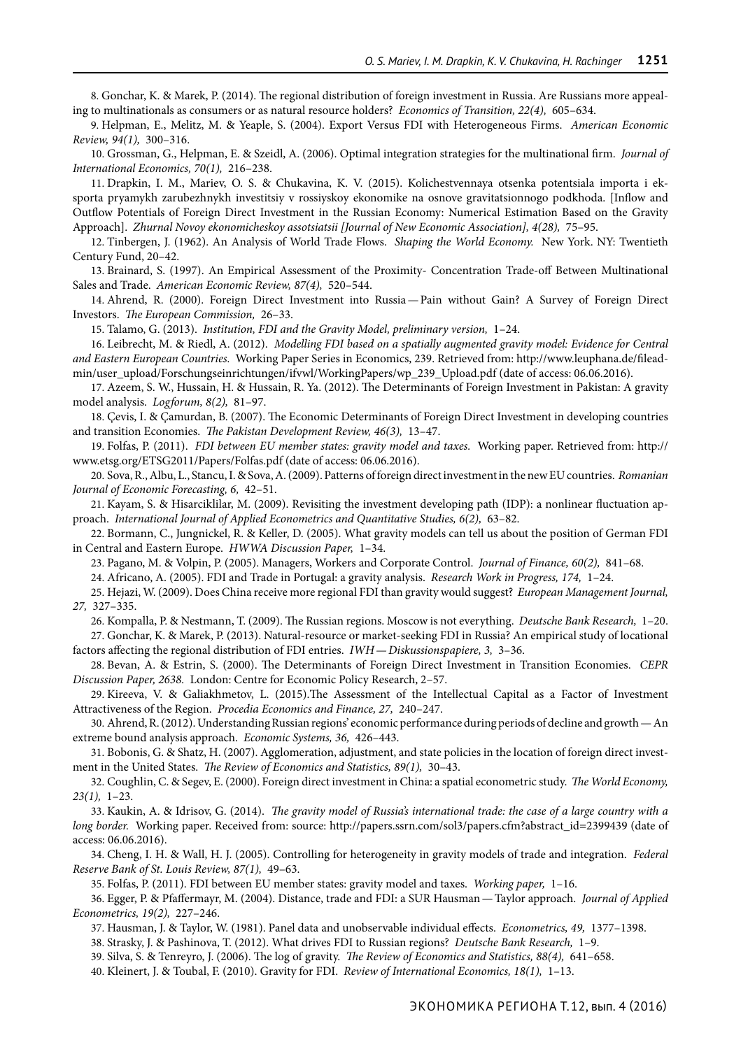8. Gonchar, K. & Marek, P. (2014). The regional distribution of foreign investment in Russia. Are Russians more appealing to multinationals as consumers or as natural resource holders? *Economics of Transition, 22(4),* 605–634.

9. Helpman, E., Melitz, M. & Yeaple, S. (2004). Export Versus FDI with Heterogeneous Firms. *American Economic Review, 94(1),* 300–316.

10. Grossman, G., Helpman, E. & Szeidl, A. (2006). Optimal integration strategies for the multinational firm. *Journal of International Economics, 70(1),* 216–238.

11. Drapkin, I. M., Mariev, O. S. & Chukavina, K. V. (2015). Kolichestvennaya otsenka potentsiala importa i eksporta pryamykh zarubezhnykh investitsiy v rossiyskoy ekonomike na osnove gravitatsionnogo podkhoda. [Inflow and Outflow Potentials of Foreign Direct Investment in the Russian Economy: Numerical Estimation Based on the Gravity Approach]. *Zhurnal Novoy ekonomicheskoy assotsiatsii [Journal of New Economic Association], 4(28),* 75–95.

12. Tinbergen, J. (1962). An Analysis of World Trade Flows. *Shaping the World Economy.* New York. NY: Twentieth Century Fund, 20–42.

13. Brainard, S. (1997). An Empirical Assessment of the Proximity- Concentration Trade-off Between Multinational Sales and Trade. *American Economic Review, 87(4),* 520–544.

14. Ahrend, R. (2000). Foreign Direct Investment into Russia — Pain without Gain? A Survey of Foreign Direct Investors. *The European Commission,* 26–33.

15. Talamo, G. (2013). *Institution, FDI and the Gravity Model, preliminary version,* 1–24.

16. Leibrecht, M. & Riedl, A. (2012). *Modelling FDI based on a spatially augmented gravity model: Evidence for Central and Eastern European Countries.* Working Paper Series in Economics, 239. Retrieved from: http://www.leuphana.de/fileadmin/user_upload/Forschungseinrichtungen/ifvwl/WorkingPapers/wp_239_Upload.pdf (date of access: 06.06.2016).

17. Azeem, S. W., Hussain, H. & Hussain, R. Ya. (2012). The Determinants of Foreign Investment in Pakistan: A gravity model analysis. *Logforum, 8(2),* 81–97.

18. Çevis, I. & Çamurdan, B. (2007). The Economic Determinants of Foreign Direct Investment in developing countries and transition Economies. *The Pakistan Development Review, 46(3),* 13–47.

19. Folfas, P. (2011). *FDI between EU member states: gravity model and taxes.* Working paper. Retrieved from: http://www.etsg.org/ETSG2011/Papers/Folfas.pdf (date of access: 06.06.2016).

20. Sova, R., Albu, L., Stancu, I. & Sova, A. (2009). Patterns of foreign direct investment in the new EU countries. *Romanian Journal of Economic Forecasting, 6,* 42–51.

21. Kayam, S. & Hisarciklilar, M. (2009). Revisiting the investment developing path (IDP): a nonlinear fluctuation approach. *International Journal of Applied Econometrics and Quantitative Studies, 6(2),* 63–82.

22. Bormann, C., Jungnickel, R. & Keller, D. (2005). What gravity models can tell us about the position of German FDI in Central and Eastern Europe. *HWWA Discussion Paper,* 1–34.

23. Pagano, M. & Volpin, P. (2005). Managers, Workers and Corporate Control. *Journal of Finance, 60(2),* 841–68.

24. Africano, A. (2005). FDI and Trade in Portugal: a gravity analysis. *Research Work in Progress, 174,* 1–24.

25. Hejazi, W. (2009). Does China receive more regional FDI than gravity would suggest? *European Management Journal, 27,* 327–335.

26. Kompalla, P. & Nestmann, T. (2009). The Russian regions. Moscow is not everything. *Deutsche Bank Research,* 1–20.

27. Gonchar, K. & Marek, P. (2013). Natural-resource or market-seeking FDI in Russia? An empirical study of locational factors affecting the regional distribution of FDI entries. *IWH — Diskussionspapiere, 3,* 3–36.

28. Bevan, A. & Estrin, S. (2000). The Determinants of Foreign Direct Investment in Transition Economies. *CEPR Discussion Paper, 2638.* London: Centre for Economic Policy Research, 2–57.

29. Kireeva, V. & Galiakhmetov, L. (2015).The Assessment of the Intellectual Capital as a Factor of Investment Attractiveness of the Region. *Procedia Economics and Finance, 27,* 240–247.

30. Ahrend, R. (2012). Understanding Russian regions' economic performance during periods of decline and growth — An extreme bound analysis approach. *Economic Systems, 36,* 426–443.

31. Bobonis, G. & Shatz, H. (2007). Agglomeration, adjustment, and state policies in the location of foreign direct investment in the United States. *The Review of Economics and Statistics, 89(1),* 30–43.

32. Coughlin, C. & Segev, E. (2000). Foreign direct investment in China: a spatial econometric study. *The World Economy, 23(1),* 1–23.

33. Kaukin, A. & Idrisov, G. (2014). *The gravity model of Russia's international trade: the case of a large country with a long border.* Working paper. Received from: source: http://papers.ssrn.com/sol3/papers.cfm?abstract_id=2399439 (date of access: 06.06.2016).

34. Cheng, I. H. & Wall, H. J. (2005). Controlling for heterogeneity in gravity models of trade and integration. *Federal Reserve Bank of St. Louis Review, 87(1),* 49–63.

35. Folfas, P. (2011). FDI between EU member states: gravity model and taxes. *Working paper,* 1–16.

36. Egger, P. & Pfaffermayr, M. (2004). Distance, trade and FDI: a SUR Hausman — Taylor approach. *Journal of Applied Econometrics, 19(2),* 227–246.

37. Hausman, J. & Taylor, W. (1981). Panel data and unobservable individual effects. *Econometrics, 49,* 1377–1398.

38. Strasky, J. & Pashinova, T. (2012). What drives FDI to Russian regions? *Deutsche Bank Research,* 1–9.

39. Silva, S. & Tenreyro, J. (2006). The log of gravity. *The Review of Economics and Statistics, 88(4),* 641–658.

40. Kleinert, J. & Toubal, F. (2010). Gravity for FDI. *Review of International Economics, 18(1),* 1–13.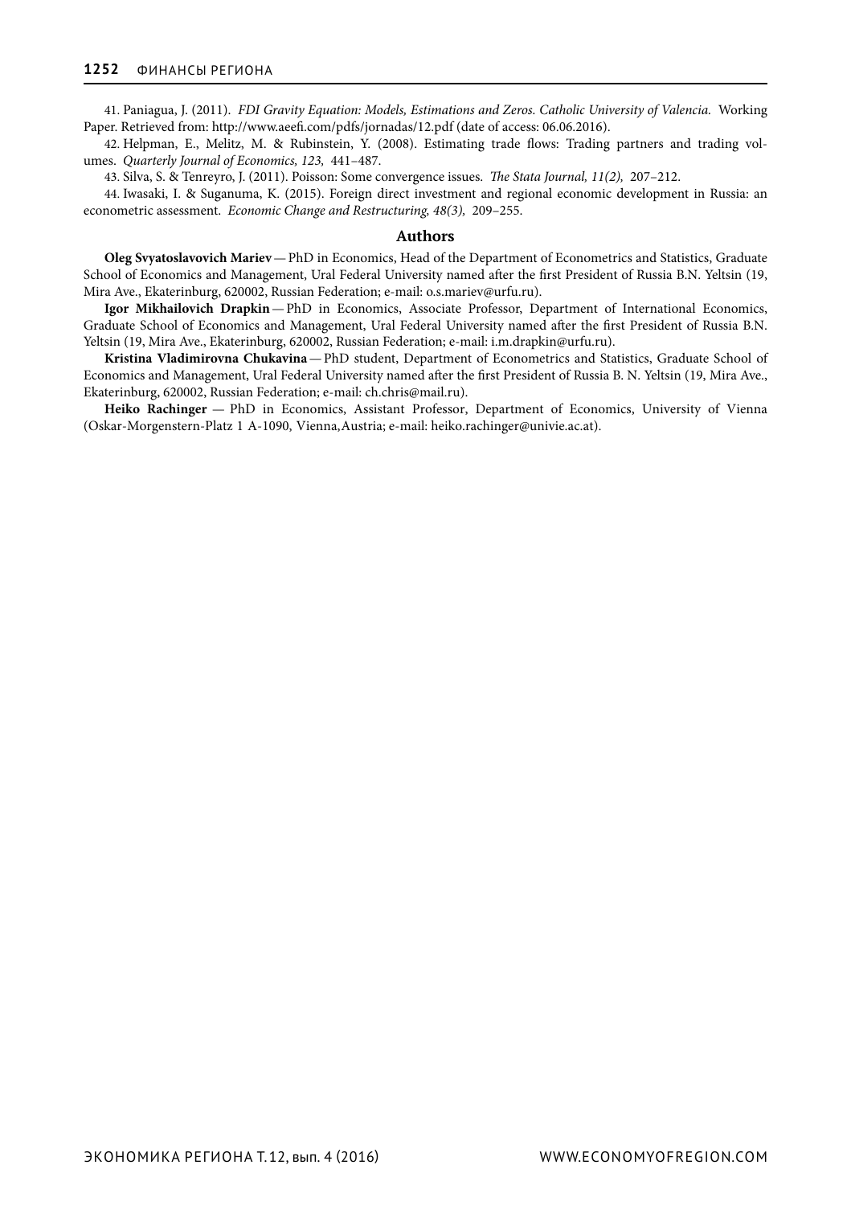41. Paniagua, J. (2011). *FDI Gravity Equation: Models, Estimations and Zeros. Catholic University of Valencia.* Working Paper. Retrieved from: http://www.aeefi.com/pdfs/jornadas/12.pdf (date of access: 06.06.2016).

42. Helpman, E., Melitz, M. & Rubinstein, Y. (2008). Estimating trade flows: Trading partners and trading volumes. *Quarterly Journal of Economics, 123,* 441–487.

43. Silva, S. & Tenreyro, J. (2011). Poisson: Some convergence issues. *The Stata Journal, 11(2),* 207–212.

44. Iwasaki, I. & Suganuma, K. (2015). Foreign direct investment and regional economic development in Russia: an econometric assessment. *Economic Change and Restructuring, 48(3),* 209–255.

## Authors

**Oleg Svyatoslavovich Mariev** — PhD in Economics, Head of the Department of Econometrics and Statistics, Graduate School of Economics and Management, Ural Federal University named after the first President of Russia B.N. Yeltsin (19, Mira Ave., Ekaterinburg, 620002, Russian Federation; e-mail: o.s.mariev@urfu.ru).

**Igor Mikhailovich Drapkin** — PhD in Economics, Associate Professor, Department of International Economics, Graduate School of Economics and Management, Ural Federal University named after the first President of Russia B.N. Yeltsin (19, Mira Ave., Ekaterinburg, 620002, Russian Federation; e-mail: i.m.drapkin@urfu.ru).

**Kristina Vladimirovna Chukavina** — PhD student, Department of Econometrics and Statistics, Graduate School of Economics and Management, Ural Federal University named after the first President of Russia B. N. Yeltsin (19, Mira Ave., Ekaterinburg, 620002, Russian Federation; e-mail: ch.chris@mail.ru).

**Heiko Rachinger** — PhD in Economics, Assistant Professor, Department of Economics, University of Vienna (Oskar-Morgenstern-Platz 1 A-1090, Vienna,Austria; e-mail: heiko.rachinger@univie.ac.at).